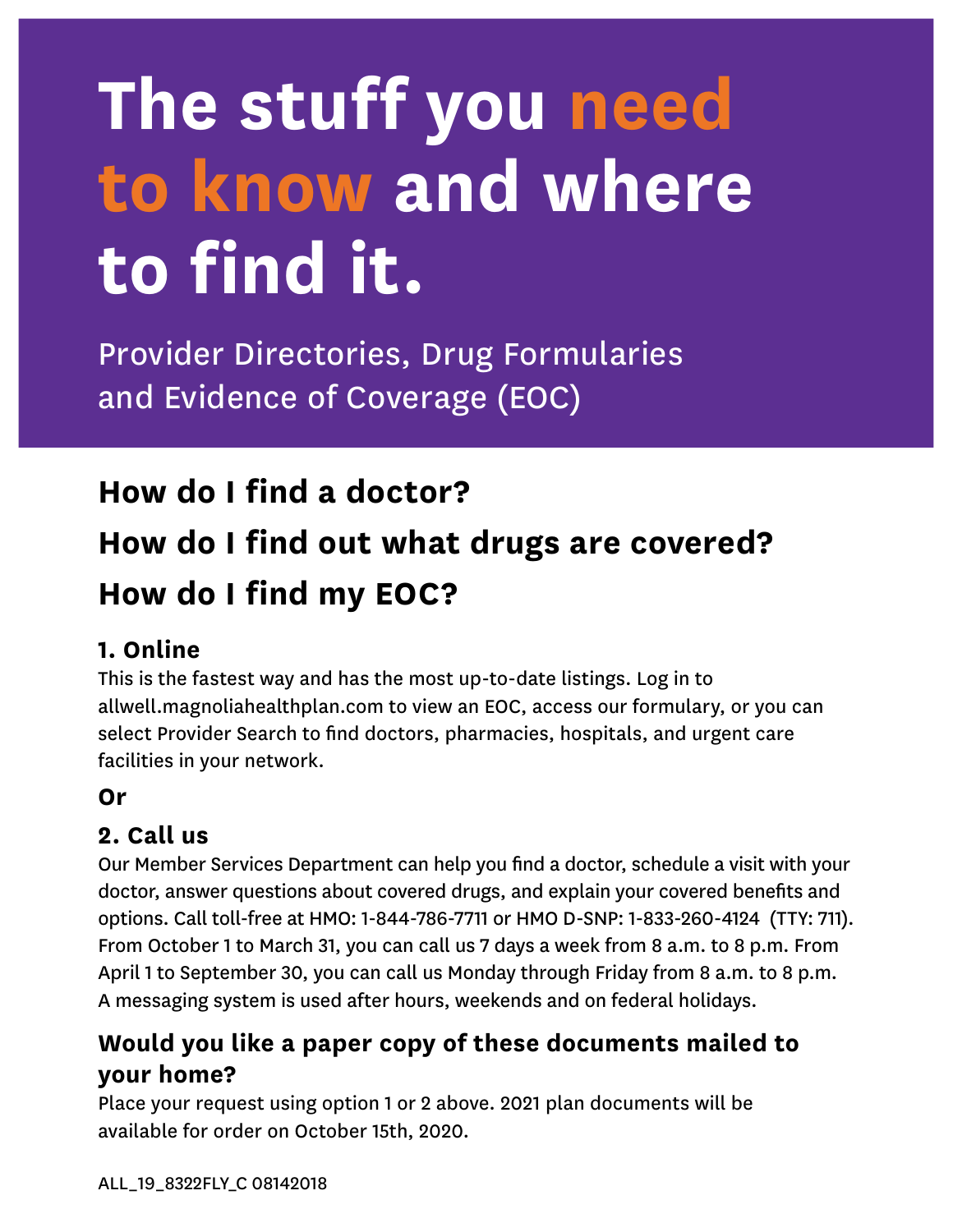# The stuff you need to know and where to find it.

Provider Directories, Drug Formularies and Evidence of Coverage (EOC)

## How do I find a doctor?

## How do I find out what drugs are covered?

## How do I find my EOC?

### 1. Online

This is the fastest way and has the most up-to-date listings. Log in to allwell.magnoliahealthplan.com to view an EOC, access our formulary, or you can select Provider Search to find doctors, pharmacies, hospitals, and urgent care facilities in your network.

**Or**

### 2. Call us

Our Member Services Department can help you find a doctor, schedule a visit with your doctor, answer questions about covered drugs, and explain your covered benefits and options. Call toll-free at HMO: 1-844-786-7711 or HMO D-SNP: 1-833-260-4124 (TTY: 711). From October 1 to March 31, you can call us 7 days a week from 8 a.m. to 8 p.m. From April 1 to September 30, you can call us Monday through Friday from 8 a.m. to 8 p.m. A messaging system is used after hours, weekends and on federal holidays.

### Would you like a paper copy of these documents mailed to your home?

Place your request using option 1 or 2 above. 2021 plan documents will be available for order on October 15th, 2020.

ALL_19_8322FLY_C 08142018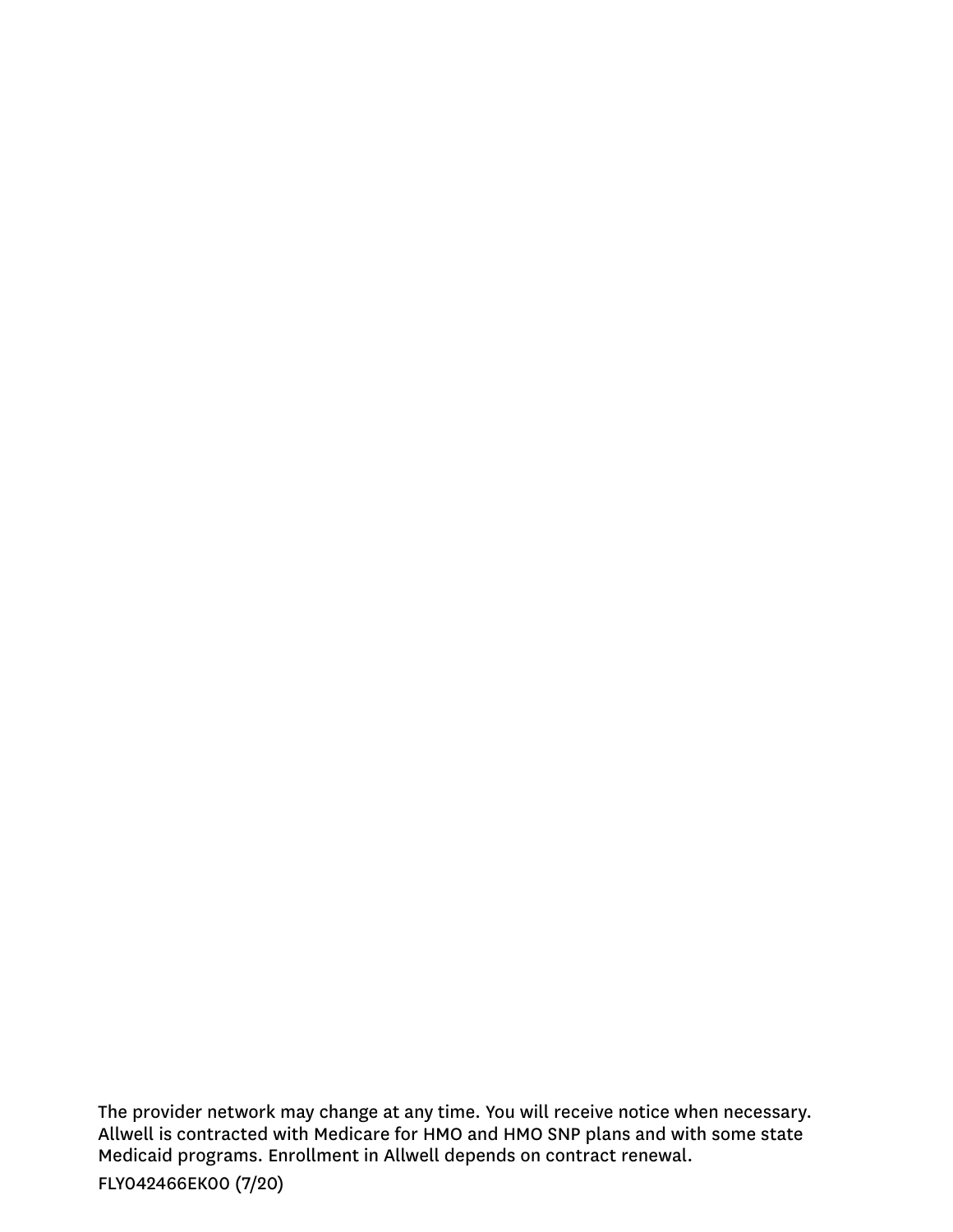The provider network may change at any time. You will receive notice when necessary. Allwell is contracted with Medicare for HMO and HMO SNP plans and with some state Medicaid programs. Enrollment in Allwell depends on contract renewal.

FLY042466EK00 (7/20)